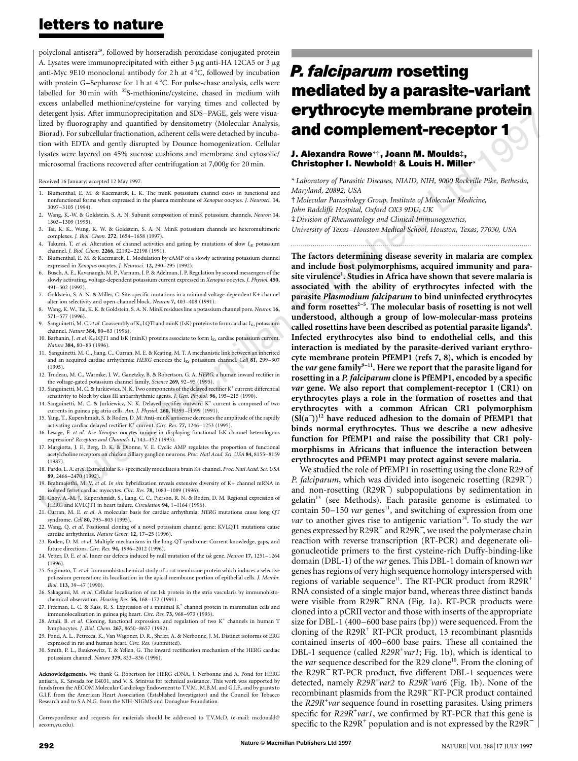polyclonal antisera[29], followed by horseradish peroxidase-conjugated protein A. Lysates were immunoprecipitated with either 5 μg anti-HA 12CA5 or 3 μg anti-Myc 9E10 monoclonal antibody for 2 h at 4 °C, followed by incubation with protein G–Sepharose for 1 h at 4 °C. For pulse-chase analysis, cells were labelled for 30 min with $^{35}$S-methionine/cysteine, chased in medium with excess unlabelled methionine/cysteine for varying times and collected by detergent lysis. After immunoprecipitation and SDS–PAGE, gels were visualized by fluorography and quantified by densitometry (Molecular Analysis, Biorad). For subcellular fractionation, adherent cells were detached by incubation with EDTA and gently disrupted by Dounce homogenization. Cellular lysates were layered on 45% sucrose cushions and membrane and cytosolic/microsomal fractions recovered after centrifugation at 7,000*g* for 20 min.

Received 16 January; accepted 12 May 1997.

1. Blumenthal, E. M. & Kaczmarek, L. K. The minK potassium channel exists in functional and nonfunctional forms when expressed in the plasma membrane of *Xenopus* oocytes. *J. Neurosci.* **14,** 3097–3105 (1994).
2. Wang, K.-W. & Goldstein, S. A. N. Subunit composition of minK potassium channels. *Neuron* **14,** 1303–1309 (1995).
3. Tai, K. K., Wang, K. W. & Goldstein, S. A. N. MinK potassium channels are heteromultimeric complexes. *J. Biol. Chem.* **272,** 1654–1658 (1997).
4. Takumi, T. *et al.* Alteration of channel activities and gating by mutations of slow $I_{sK}$ potassium channel. *J. Biol. Chem.* **2266,** 22192–22198 (1991).
5. Blumenthal, E. M. & Kaczmarek, L. Modulation by cAMP of a slowly activating potassium channel expressed in *Xenopus* oocytes. *J. Neurosci.* **12,** 290–295 (1992).
6. Busch, A. E., Kavanaugh, M. P., Varnum, J. P. & Adelman, J. P. Regulation by second messengers of the slowly activating, voltage-dependent potassium current expressed in *Xenopus* oocytes. *J. Physiol.* **450,** 491–502 (1992).
7. Goldstein, S. A. N. & Miller, C. Site-specific mutations in a minimal voltage-dependent K+ channel alter ion selectivity and open-channel block. *Neuron* **7,** 403–408 (1991).
8. Wang, K. W., Tai, K. K. & Goldstein, S. A. N. MinK residues line a potassium channel pore. *Neuron* **16,** 571–577 (1996).
9. Sanguinetti, M. C. *et al.* Coassembly of $K_V$LQT1 and minK (IsK) proteins to form cardiac $I_{Ks}$ potassium channel. *Nature* **384,** 80–83 (1996).
10. Barhanin, J. *et al.* $K_V$LQT1 and IsK (minK) proteins associate to form $I_{Ks}$ cardiac potassium current. *Nature* **384,** 80–83 (1996).
11. Sanguinetti, M. C., Jiang, C., Curran, M. E. & Keating, M. T. A mechanistic link between an inherited and an acquired cardiac arrhythmia: *HERG* encodes the $I_{Kr}$ potassium channel. *Cell* **81,** 299–307 (1995).
12. Trudeau, M. C., Warmke, J. W., Ganetzky, B. & Robertson, G. A. *HERG*, a human inward rectifier in the voltage-gated potassium channel family. *Science* **269,** 92–95 (1995).
13. Sanguinetti, M. C. & Jurkiewicz, N. K. Two components of the delayed rectifier $K^+$ current: differential sensitivity to block by class III antiarrhythmic agents. *J. Gen. Physiol.* **96,** 195–215 (1990).
14. Sanguinetti, M. C. & Jurkiewicz, N. K. Delayed rectifier outward $K^+$ current is composed of two currents in guinea pig atria cells. *Am. J. Physiol.* **260,** H393–H399 (1991).
15. Yang, T., Kupershmidt, S. & Roden, D. M. Anti-minK antisense decreases the amplitude of the rapidly activating cardiac delayed rectifier $K^+$ current. *Circ. Res.* **77,** 1246–1253 (1995).
16. Lesage, F. *et al.* Are *Xenopus* oocytes unique in displaying functional IsK channel heterologous expression? *Receptors and Channels* **1,** 143–152 (1993).
17. Margiotta, J. F., Berg, D. K. & Dionne, V. E. Cyclic AMP regulates the proportion of functional acetylcholine receptors on chicken cilliary ganglion neurons. *Proc. Natl Acad. Sci. USA* **84,** 8155–8159 (1987).
18. Pardo, L. A. *et al.* Extracellular K+ specifically modulates a brain K+ channel. *Proc. Natl Acad. Sci. USA* **89,** 2466–2470 (1992).
19. Brahmajothi, M. V. *et al. In situ* hybridization reveals extensive diversity of K+ channel mRNA in isolated ferret cardiac myocytes. *Circ. Res.* **78,** 1083–1089 (1996).
20. Choy, A.-M. J., Kupershmidt, S., Lang, C. C., Pierson, R. N. & Roden, D. M. Regional expression of HERG and KVLQT1 in heart failure. *Circulation* **94,** 1–I164 (1996).
21. Curran, M. E. *et al.* A molecular basis for cardiac arrhythmia: *HERG* mutations cause long QT syndrome. *Cell* **80,** 795–803 (1995).
22. Wang, Q. *et al.* Positional cloning of a novel potassium channel gene: KVLQT1 mutations cause cardiac arrhythmias. *Nature Genet.* **12,** 17–25 (1996).
23. Roden, D. M. *et al.* Multiple mechanisms in the long-QT syndrome: Current knowledge, gaps, and future directions. *Circ. Res.* **94,** 1996–2012 (1996).
24. Vetter, D. E. *et al.* Inner ear defects induced by null mutation of the *isk* gene. *Neuron* **17,** 1251–1264 (1996).
25. Sugimoto, T. *et al.* Immunohistochemical study of a rat membrane protein which induces a selective potassium permeation: its localization in the apical membrane portion of epithelial cells. *J. Membr. Biol.* **113,** 39–47 (1990).
26. Sakagami, M. *et al.* Cellular localization of rat Isk protein in the stria vascularis by immunohistochemical observation. *Hearing Res.* **56,** 168–172 (1991).
27. Freeman, L. C. & Kass, R. S. Expression of a minimal $K^+$ channel protein in mammalian cells and immunolocalization in guinea pig heart. *Circ. Res.* **73,** 968–973 (1993).
28. Attali, B. *et al.* Cloning, functional expression, and regulation of two $K^+$ channels in human T lymphocytes. *J. Biol. Chem.* **267,** 8650–8657 (1992).
29. Pond, A. L., Petrecca, K., Van Wagoner, D. R., Shrier, A. & Nerbonne, J. M. Distinct isoforms of ERG expressed in rat and human heart. *Circ. Res.* (submitted).
30. Smith, P. L., Baukrowitz, T. & Yellen, G. The inward rectification mechanism of the HERG cardiac potassium channel. *Nature* **379,** 833–836 (1996).

**Acknowledgements.** We thank G. Robertson for HERG cDNA, J. Nerbonne and A. Pond for HERG antisera, K. Sawada for E4031, and V. S. Srinivas for technical assistance. This work was supported by funds from the AECOM Molecular Cardiology Endowment to T.V.M., M.B.M. and G.I.F., and by grants to G.I.F. from the American Heart Association (Established Investigator) and the Council for Tobacco Research and to S.A.N.G. from the NIH-NIGMS and Donaghue Foundation.

Correspondence and requests for materials should be addressed to T.V.McD. (e-mail: mcdonald@aecom.yu.edu).

# *P. falciparum* rosetting mediated by a parasite-variant erythrocyte membrane protein and complement-receptor 1

**J. Alexandra Rowe*†, Joann M. Moulds‡, Christopher I. Newbold† & Louis H. Miller***

\* *Laboratory of Parasitic Diseases, NIAID, NIH, 9000 Rockville Pike, Bethesda, Maryland, 20892, USA*

† *Molecular Parasitology Group, Institute of Molecular Medicine, John Radcliffe Hospital, Oxford OX3 9DU, UK*

‡ *Division of Rheumatology and Clinical Immunogenetics, University of Texas–Houston Medical School, Houston, Texas, 77030, USA*

**The factors determining disease severity in malaria are complex and include host polymorphisms, acquired immunity and parasite virulence[1]. Studies in Africa have shown that severe malaria is associated with the ability of erythrocytes infected with the parasite *Plasmodium falciparum* to bind uninfected erythrocytes and form rosettes[2–5]. The molecular basis of rosetting is not well understood, although a group of low-molecular-mass proteins called rosettins have been described as potential parasite ligands[6]. Infected erythrocytes also bind to endothelial cells, and this interaction is mediated by the parasite-derived variant erythrocyte membrane protein PfEMP1 (refs 7, 8), which is encoded by the *var* gene family[9–11]. Here we report that the parasite ligand for rosetting in a *P. falciparum* clone is PfEMP1, encoded by a specific *var* gene. We also report that complement-receptor 1 (CR1) on erythrocytes plays a role in the formation of rosettes and that erythrocytes with a common African CR1 polymorphism ($Sl(a^-)$)[12] have reduced adhesion to the domain of PfEMP1 that binds normal erythrocytes. Thus we describe a new adhesive function for PfEMP1 and raise the possibility that CR1 polymorphisms in Africans that influence the interaction between erythrocytes and PfEMP1 may protect against severe malaria.**

We studied the role of PfEMP1 in rosetting using the clone R29 of *P. falciparum*, which was divided into isogeneic rosetting (R29R$^+$) and non-rosetting (R29R$^-$) subpopulations by sedimentation in gelatin[13] (see Methods). Each parasite genome is estimated to contain 50–150 *var* genes[11], and switching of expression from one *var* to another gives rise to antigenic variation[14]. To study the *var* genes expressed by R29R$^+$ and R29R$^-$, we used the polymerase chain reaction with reverse transcription (RT-PCR) and degenerate oligonucleotide primers to the first cysteine-rich Duffy-binding-like domain (DBL-1) of the *var* genes. This DBL-1 domain of known *var* genes has regions of very high sequence homology interspersed with regions of variable sequence[11]. The RT-PCR product from R29R$^+$ RNA consisted of a single major band, whereas three distinct bands were visible from R29R$^-$ RNA (Fig. 1a). RT-PCR products were cloned into a pCRII vector and those with inserts of the appropriate size for DBL-1 (400–600 base pairs (bp)) were sequenced. From the cloning of the R29R$^+$ RT-PCR product, 13 recombinant plasmids contained inserts of 400–600 base pairs. These all contained the DBL-1 sequence (called *R29R$^+$var1*; Fig. 1b), which is identical to the *var* sequence described for the R29 clone[10]. From the cloning of the R29R$^-$ RT-PCR product, five different DBL-1 sequences were detected, namely *R29R$^-$var2* to *R29R$^-$var6* (Fig. 1b). None of the recombinant plasmids from the R29R$^-$ RT-PCR product contained the *R29R$^+$var* sequence found in rosetting parasites. Using primers specific for *R29R$^+$var1*, we confirmed by RT-PCR that this gene is specific to the R29R$^+$ population and is not expressed by the R29R$^-$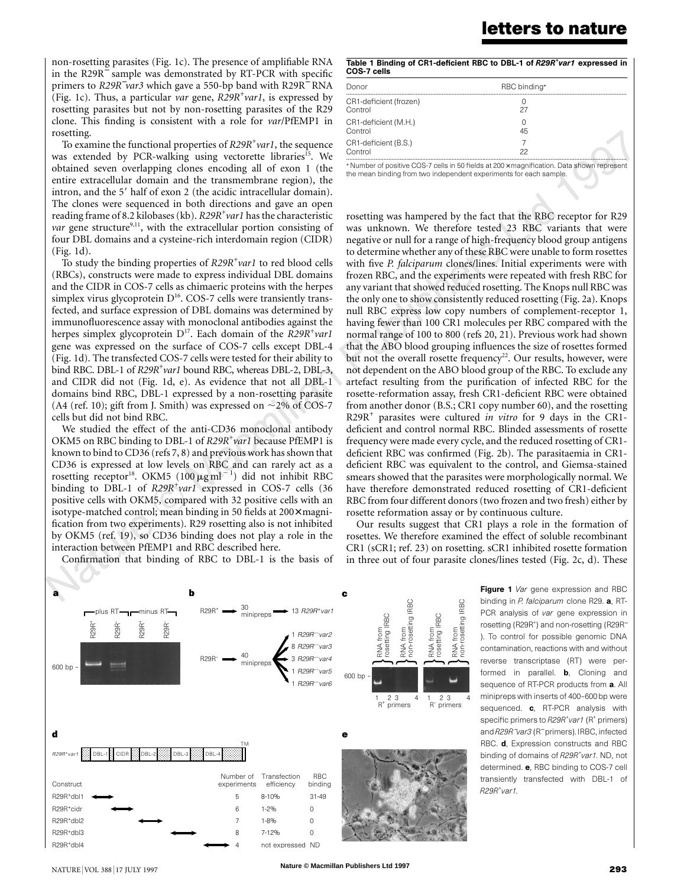non-rosetting parasites (Fig. 1c). The presence of amplifiable RNA in the R29R$^-$ sample was demonstrated by RT-PCR with specific primers to *R29R$^-$var3* which gave a 550-bp band with R29R$^-$ RNA (Fig. 1c). Thus, a particular *var* gene, *R29R$^+$var1*, is expressed by rosetting parasites but not by non-rosetting parasites of the R29 clone. This finding is consistent with a role for *var*/PfEMP1 in rosetting.

To examine the functional properties of *R29R$^+$var1*, the sequence was extended by PCR-walking using vectorette libraries[15]. We obtained seven overlapping clones encoding all of exon 1 (the entire extracellular domain and the transmembrane region), the intron, and the 5′ half of exon 2 (the acidic intracellular domain). The clones were sequenced in both directions and gave an open reading frame of 8.2 kilobases (kb). *R29R$^+$var1* has the characteristic *var* gene structure[9,11], with the extracellular portion consisting of four DBL domains and a cysteine-rich interdomain region (CIDR) (Fig. 1d).

To study the binding properties of *R29R$^+$var1* to red blood cells (RBCs), constructs were made to express individual DBL domains and the CIDR in COS-7 cells as chimaeric proteins with the herpes simplex virus glycoprotein D[16]. COS-7 cells were transiently transfected, and surface expression of DBL domains was determined by immunofluorescence assay with monoclonal antibodies against the herpes simplex glycoprotein D[17]. Each domain of the *R29R$^+$var1* gene was expressed on the surface of COS-7 cells except DBL-4 (Fig. 1d). The transfected COS-7 cells were tested for their ability to bind RBC. DBL-1 of *R29R$^+$var1* bound RBC, whereas DBL-2, DBL-3, and CIDR did not (Fig. 1d, e). As evidence that not all DBL-1 domains bind RBC, DBL-1 expressed by a non-rosetting parasite (A4 (ref. 10); gift from J. Smith) was expressed on ~2% of COS-7 cells but did not bind RBC.

We studied the effect of the anti-CD36 monoclonal antibody OKM5 on RBC binding to DBL-1 of *R29R$^+$var1* because PfEMP1 is known to bind to CD36 (refs 7, 8) and previous work has shown that CD36 is expressed at low levels on RBC and can rarely act as a rosetting receptor[18]. OKM5 (100 μg ml$^{-1}$) did not inhibit RBC binding to DBL-1 of *R29R$^+$var1* expressed in COS-7 cells (36 positive cells with OKM5, compared with 32 positive cells with an isotype-matched control; mean binding in 50 fields at 200× magnification from two experiments). R29 rosetting also is not inhibited by OKM5 (ref. 19), so CD36 binding does not play a role in the interaction between PfEMP1 and RBC described here.

Confirmation that binding of RBC to DBL-1 is the basis of rosetting was hampered by the fact that the RBC receptor for R29 was unknown. We therefore tested 23 RBC variants that were negative or null for a range of high-frequency blood group antigens to determine whether any of these RBC were unable to form rosettes with five *P. falciparum* clones/lines. Initial experiments were with frozen RBC, and the experiments were repeated with fresh RBC for any variant that showed reduced rosetting. The Knops null RBC was the only one to show consistently reduced rosetting (Fig. 2a). Knops null RBC express low copy numbers of complement-receptor 1, having fewer than 100 CR1 molecules per RBC compared with the normal range of 100 to 800 (refs 20, 21). Previous work had shown that the ABO blood grouping influences the size of rosettes formed but not the overall rosette frequency[22]. Our results, however, were not dependent on the ABO blood group of the RBC. To exclude any artefact resulting from the purification of infected RBC for the rosette-reformation assay, fresh CR1-deficient RBC were obtained from another donor (B.S.; CR1 copy number 60), and the rosetting R29R$^+$ parasites were cultured *in vitro* for 9 days in the CR1-deficient and control normal RBC. Blinded assessments of rosette frequency were made every cycle, and the reduced rosetting of CR1-deficient RBC was confirmed (Fig. 2b). The parasitaemia in CR1-deficient RBC was equivalent to the control, and Giemsa-stained smears showed that the parasites were morphologically normal. We have therefore demonstrated reduced rosetting of CR1-deficient RBC from four different donors (two frozen and two fresh) either by rosette reformation assay or by continuous culture.

Our results suggest that CR1 plays a role in the formation of rosettes. We therefore examined the effect of soluble recombinant CR1 (sCR1; ref. 23) on rosetting. sCR1 inhibited rosette formation in three out of four parasite clones/lines tested (Fig. 2c, d). These

**Table 1 Binding of CR1-deficient RBC to DBL-1 of *R29R$^+$var1* expressed in COS-7 cells**

| Donor | RBC binding* |
|---|---|
| CR1-deficient (frozen) | 0 |
| Control | 27 |
| CR1-deficient (M.H.) | 0 |
| Control | 45 |
| CR1-deficient (B.S.) | 7 |
| Control | 22 |

\* Number of positive COS-7 cells in 50 fields at 200× magnification. Data shown represent the mean binding from two independent experiments for each sample.

| Construct | Number of experiments | Transfection efficiency | RBC binding |
|---|---|---|---|
| R29R$^+$dbl1 | 5 | 8-10% | 31-49 |
| R29R$^+$cidr | 6 | 1-2% | 0 |
| R29R$^+$dbl2 | 7 | 1-8% | 0 |
| R29R$^+$dbl3 | 8 | 7-12% | 0 |
| R29R$^+$dbl4 | 4 | not expressed | ND |

**Figure 1** *Var* gene expression and RBC binding in *P. falciparum* clone R29. **a**, RT-PCR analysis of *var* gene expression in rosetting (R29R$^+$) and non-rosetting (R29R$^-$). To control for possible genomic DNA contamination, reactions with and without reverse transcriptase (RT) were performed in parallel. **b**, Cloning and sequence of RT-PCR products from **a**. All minipreps with inserts of 400–600 bp were sequenced. **c**, RT-PCR analysis with specific primers to *R29R$^+$var1* (R$^+$ primers) and *R29R$^-$var3* (R$^-$ primers). IRBC, infected RBC. **d**, Expression constructs and RBC binding of domains of *R29R$^+$var1*. ND, not determined. **e**, RBC binding to COS-7 cell transiently transfected with DBL-1 of *R29R$^+$var1*.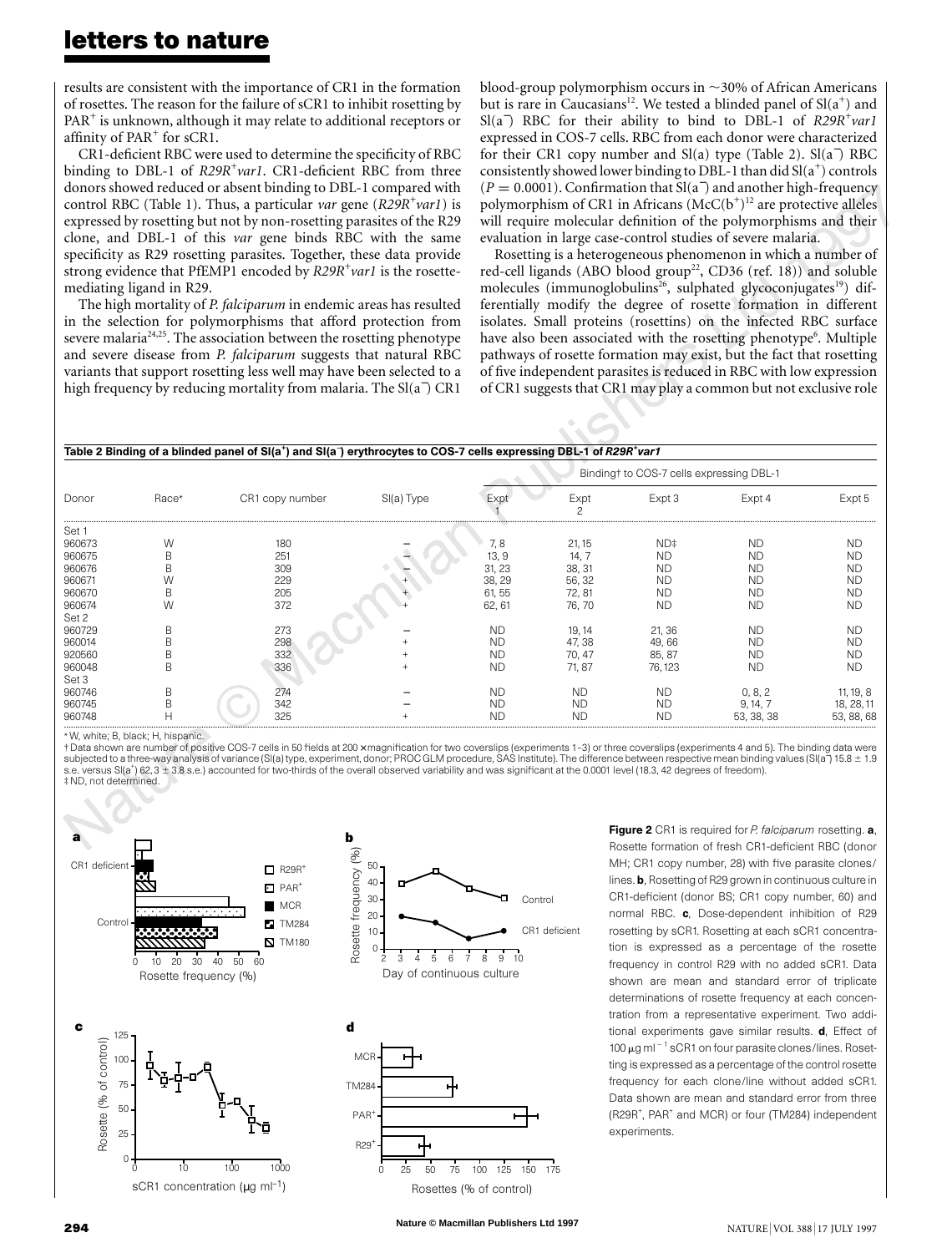results are consistent with the importance of CR1 in the formation of rosettes. The reason for the failure of sCR1 to inhibit rosetting by PAR$^+$ is unknown, although it may relate to additional receptors or affinity of PAR$^+$ for sCR1.

CR1-deficient RBC were used to determine the specificity of RBC binding to DBL-1 of *R29R$^+$var1*. CR1-deficient RBC from three donors showed reduced or absent binding to DBL-1 compared with control RBC (Table 1). Thus, a particular *var* gene (*R29R$^+$var1*) is expressed by rosetting but not by non-rosetting parasites of the R29 clone, and DBL-1 of this *var* gene binds RBC with the same specificity as R29 rosetting parasites. Together, these data provide strong evidence that PfEMP1 encoded by *R29R$^+$var1* is the rosette-mediating ligand in R29.

The high mortality of *P. falciparum* in endemic areas has resulted in the selection for polymorphisms that afford protection from severe malaria[24,25]. The association between the rosetting phenotype and severe disease from *P. falciparum* suggests that natural RBC variants that support rosetting less well may have been selected to a high frequency by reducing mortality from malaria. The Sl(a$^-$) CR1 blood-group polymorphism occurs in ~30% of African Americans but is rare in Caucasians[12]. We tested a blinded panel of Sl(a$^+$) and Sl(a$^-$) RBC for their ability to bind to DBL-1 of *R29R$^+$var1* expressed in COS-7 cells. RBC from each donor were characterized for their CR1 copy number and Sl(a) type (Table 2). Sl(a$^-$) RBC consistently showed lower binding to DBL-1 than did Sl(a$^+$) controls ($P = 0.0001$). Confirmation that Sl(a$^-$) and another high-frequency polymorphism of CR1 in Africans (McC(b$^+$))[12] are protective alleles will require molecular definition of the polymorphisms and their evaluation in large case-control studies of severe malaria.

Rosetting is a heterogeneous phenomenon in which a number of red-cell ligands (ABO blood group[22], CD36 (ref. 18)) and soluble molecules (immunoglobulins[26], sulphated glycoconjugates[19]) differentially modify the degree of rosette formation in different isolates. Small proteins (rosettins) on the infected RBC surface have also been associated with the rosetting phenotype[6]. Multiple pathways of rosette formation may exist, but the fact that rosetting of five independent parasites is reduced in RBC with low expression of CR1 suggests that CR1 may play a common but not exclusive role

**Table 2 Binding of a blinded panel of Sl(a$^+$) and Sl(a$^-$) erythrocytes to COS-7 cells expressing DBL-1 of *R29R$^+$var1***

| Donor | Race* | CR1 copy number | Sl(a) Type | Binding† to COS-7 cells expressing DBL-1 | | | | |
|---|---|---|---|---|---|---|---|---|
| | | | | Expt 1 | Expt 2 | Expt 3 | Expt 4 | Expt 5 |
| Set 1 | | | | | | | | |
| 960673 | W | 180 | − | 7, 8 | 21, 15 | ND‡ | ND | ND |
| 960675 | B | 251 | − | 13, 9 | 14, 7 | ND | ND | ND |
| 960676 | B | 309 | − | 31, 23 | 38, 31 | ND | ND | ND |
| 960671 | W | 229 | + | 38, 29 | 56, 32 | ND | ND | ND |
| 960670 | B | 205 | + | 61, 55 | 72, 81 | ND | ND | ND |
| 960674 | W | 372 | + | 62, 61 | 76, 70 | ND | ND | ND |
| Set 2 | | | | | | | | |
| 960729 | B | 273 | − | ND | 19, 14 | 21, 36 | ND | ND |
| 960014 | B | 298 | + | ND | 47, 38 | 49, 66 | ND | ND |
| 920560 | B | 332 | + | ND | 70, 47 | 85, 87 | ND | ND |
| 960048 | B | 336 | + | ND | 71, 87 | 76, 123 | ND | ND |
| Set 3 | | | | | | | | |
| 960746 | B | 274 | − | ND | ND | ND | 0, 8, 2 | 11, 19, 8 |
| 960745 | B | 342 | − | ND | ND | ND | 9, 14, 7 | 18, 28, 11 |
| 960748 | H | 325 | + | ND | ND | ND | 53, 38, 38 | 53, 88, 68 |

* W, white; B, black; H, hispanic.

† Data shown are number of positive COS-7 cells in 50 fields at 200 × magnification for two coverslips (experiments 1–3) or three coverslips (experiments 4 and 5). The binding data were subjected to a three-way analysis of variance (Sl(a) type, experiment, donor; PROC GLM procedure, SAS Institute). The difference between respective mean binding values (Sl(a$^-$) 15.8 ± 1.9 s.e. versus Sl(a$^+$) 62.3 ± 3.8 s.e.) accounted for two-thirds of the overall observed variability and was significant at the 0.0001 level (18.3, 42 degrees of freedom).

‡ ND, not determined.

**Figure 2** CR1 is required for *P. falciparum* rosetting. **a**, Rosette formation of fresh CR1-deficient RBC (donor MH; CR1 copy number, 28) with five parasite clones/lines. **b**, Rosetting of R29 grown in continuous culture in CR1-deficient (donor BS; CR1 copy number, 60) and normal RBC. **c**, Dose-dependent inhibition of R29 rosetting by sCR1. Rosetting at each sCR1 concentration is expressed as a percentage of the rosette frequency in control R29 with no added sCR1. Data shown are mean and standard error of triplicate determinations of rosette frequency at each concentration from a representative experiment. Two additional experiments gave similar results. **d**, Effect of 100 μg ml$^{-1}$ sCR1 on four parasite clones/lines. Rosetting is expressed as a percentage of the control rosette frequency for each clone/line without added sCR1. Data shown are mean and standard error from three (R29R$^+$, PAR$^+$ and MCR) or four (TM284) independent experiments.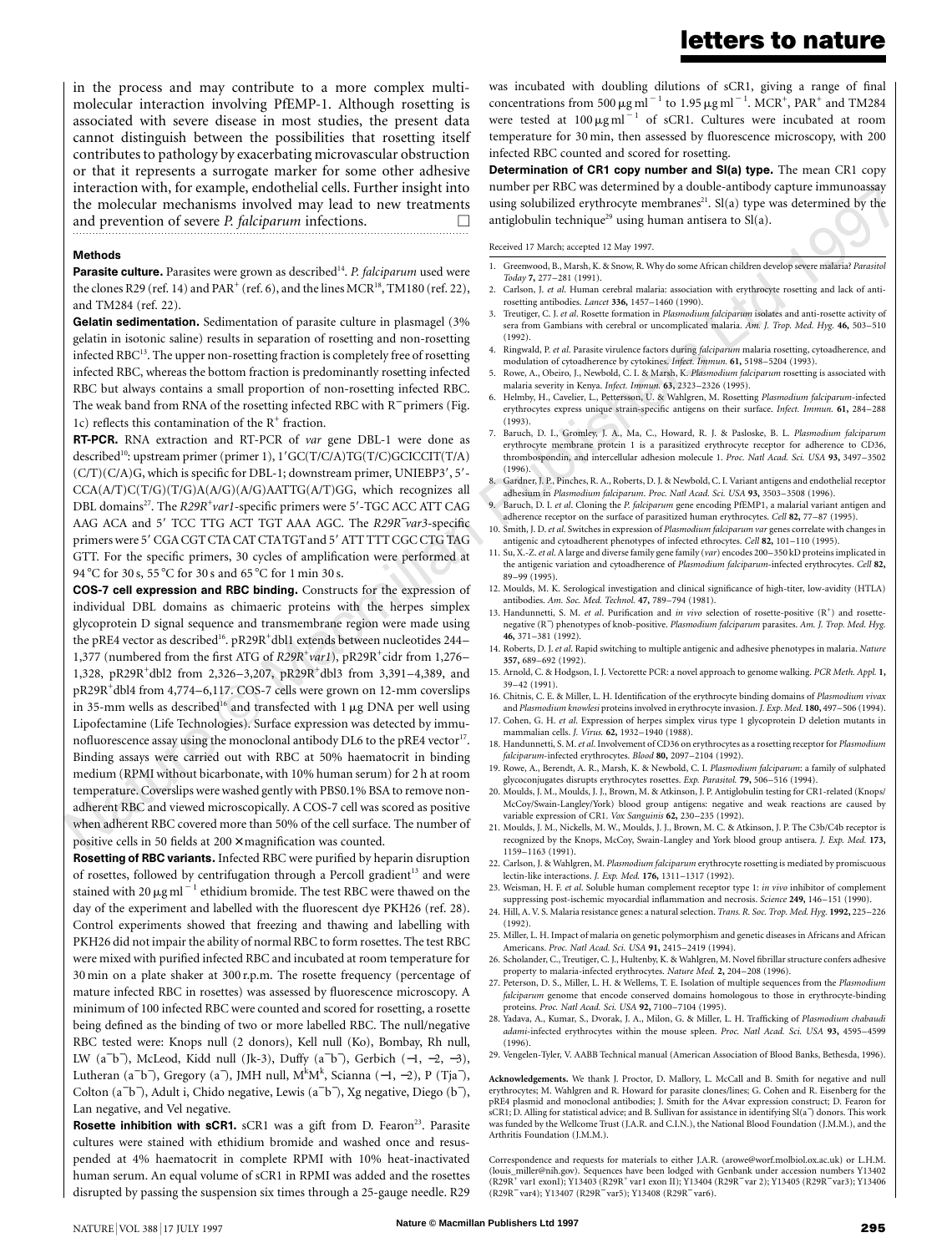in the process and may contribute to a more complex multimolecular interaction involving PfEMP-1. Although rosetting is associated with severe disease in most studies, the present data cannot distinguish between the possibilities that rosetting itself contributes to pathology by exacerbating microvascular obstruction or that it represents a surrogate marker for some other adhesive interaction with, for example, endothelial cells. Further insight into the molecular mechanisms involved may lead to new treatments and prevention of severe *P. falciparum* infections. □

## Methods

**Parasite culture.** Parasites were grown as described[14]. *P. falciparum* used were the clones R29 (ref. 14) and PAR$^+$ (ref. 6), and the lines MCR[18], TM180 (ref. 22), and TM284 (ref. 22).

**Gelatin sedimentation.** Sedimentation of parasite culture in plasmagel (3% gelatin in isotonic saline) results in separation of rosetting and non-rosetting infected RBC[13]. The upper non-rosetting fraction is completely free of rosetting infected RBC, whereas the bottom fraction is predominantly rosetting infected RBC but always contains a small proportion of non-rosetting infected RBC. The weak band from RNA of the rosetting infected RBC with R$^-$ primers (Fig. 1c) reflects this contamination of the R$^+$ fraction.

**RT-PCR.** RNA extraction and RT-PCR of *var* gene DBL-1 were done as described[10]: upstream primer (primer 1), 1′GC(T/C/A)TG(T/C)GCICCIT(T/A)(C/T)(C/A)G, which is specific for DBL-1; downstream primer, UNIEBP3′, 5′-CCA(A/T)C(T/G)(T/G)A(A/G)(A/G)AATTG(A/T)GG, which recognizes all DBL domains[27]. The *R29R$^+$var1*-specific primers were 5′-TGC ACC ATT CAG AAG ACA and 5′ TCC TTG ACT TGT AAA AGC. The *R29R$^-$var3*-specific primers were 5′ CGA CGT CTA CAT CTA TGT and 5′ ATT TTT CGC CTG TAG GTT. For the specific primers, 30 cycles of amplification were performed at 94 °C for 30 s, 55 °C for 30 s and 65 °C for 1 min 30 s.

**COS-7 cell expression and RBC binding.** Constructs for the expression of individual DBL domains as chimaeric proteins with the herpes simplex glycoprotein D signal sequence and transmembrane region were made using the pRE4 vector as described[16]. pR29R$^+$dbl1 extends between nucleotides 244–1,377 (numbered from the first ATG of *R29R$^+$var1*), pR29R$^+$cidr from 1,276–1,328, pR29R$^+$dbl2 from 2,326–3,207, pR29R$^+$dbl3 from 3,391–4,389, and pR29R$^+$dbl4 from 4,774–6,117. COS-7 cells were grown on 12-mm coverslips in 35-mm wells as described[16] and transfected with 1 μg DNA per well using Lipofectamine (Life Technologies). Surface expression was detected by immunofluorescence assay using the monoclonal antibody DL6 to the pRE4 vector[17]. Binding assays were carried out with RBC at 50% haematocrit in binding medium (RPMI without bicarbonate, with 10% human serum) for 2 h at room temperature. Coverslips were washed gently with PBS0.1% BSA to remove non-adherent RBC and viewed microscopically. A COS-7 cell was scored as positive when adherent RBC covered more than 50% of the cell surface. The number of positive cells in 50 fields at 200× magnification was counted.

**Rosetting of RBC variants.** Infected RBC were purified by heparin disruption of rosettes, followed by centrifugation through a Percoll gradient[13] and were stained with 20 μg ml$^{-1}$ ethidium bromide. The test RBC were thawed on the day of the experiment and labelled with the fluorescent dye PKH26 (ref. 28). Control experiments showed that freezing and thawing and labelling with PKH26 did not impair the ability of normal RBC to form rosettes. The test RBC were mixed with purified infected RBC and incubated at room temperature for 30 min on a plate shaker at 300 r.p.m. The rosette frequency (percentage of mature infected RBC in rosettes) was assessed by fluorescence microscopy. A minimum of 100 infected RBC were counted and scored for rosetting, a rosette being defined as the binding of two or more labelled RBC. The null/negative RBC tested were: Knops null (2 donors), Kell null (Ko), Bombay, Rh null, LW (a$^-$b$^-$), McLeod, Kidd null (Jk-3), Duffy (a$^-$b$^-$), Gerbich (−1, −2, −3), Lutheran (a$^-$b$^-$), Gregory (a$^-$), JMH null, M$^k$M$^k$, Scianna (−1, −2), P (Tja$^-$), Colton (a$^-$b$^-$), Adult i, Chido negative, Lewis (a$^-$b$^-$), Xg negative, Diego (b$^-$), Lan negative, and Vel negative.

**Rosette inhibition with sCR1.** sCR1 was a gift from D. Fearon[23]. Parasite cultures were stained with ethidium bromide and washed once and resuspended at 4% haematocrit in complete RPMI with 10% heat-inactivated human serum. An equal volume of sCR1 in RPMI was added and the rosettes disrupted by passing the suspension six times through a 25-gauge needle. R29 was incubated with doubling dilutions of sCR1, giving a range of final concentrations from 500 μg ml$^{-1}$ to 1.95 μg ml$^{-1}$. MCR$^+$, PAR$^+$ and TM284 were tested at 100 μg ml$^{-1}$ of sCR1. Cultures were incubated at room temperature for 30 min, then assessed by fluorescence microscopy, with 200 infected RBC counted and scored for rosetting.

**Determination of CR1 copy number and Sl(a) type.** The mean CR1 copy number per RBC was determined by a double-antibody capture immunoassay using solubilized erythrocyte membranes[21]. Sl(a) type was determined by the antiglobulin technique[29] using human antisera to Sl(a).

Received 17 March; accepted 12 May 1997.

1. Greenwood, B., Marsh, K. & Snow, R. Why do some African children develop severe malaria? *Parasitol Today* **7**, 277–281 (1991).
2. Carlson, J. *et al.* Human cerebral malaria: association with erythrocyte rosetting and lack of anti-rosetting antibodies. *Lancet* **336**, 1457–1460 (1990).
3. Treutiger, C. J. *et al.* Rosette formation in *Plasmodium falciparum* isolates and anti-rosette activity of sera from Gambians with cerebral or uncomplicated malaria. *Am. J. Trop. Med. Hyg.* **46**, 503–510 (1992).
4. Ringwald, P. *et al.* Parasite virulence factors during *falciparum* malaria rosetting, cytoadherence, and modulation of cytoadherence by cytokines. *Infect. Immun.* **61**, 5198–5204 (1993).
5. Rowe, A., Obeiro, J., Newbold, C. I. & Marsh, K. *Plasmodium falciparum* rosetting is associated with malaria severity in Kenya. *Infect. Immun.* **63**, 2323–2326 (1995).
6. Helmby, H., Cavelier, L., Pettersson, U. & Wahlgren, M. Rosetting *Plasmodium falciparum*-infected erythrocytes express unique strain-specific antigens on their surface. *Infect. Immun.* **61**, 284–288 (1993).
7. Baruch, D. I., Gromley, J. A., Ma, C., Howard, R. J. & Pasloske, B. L. *Plasmodium falciparum* erythrocyte membrane protein 1 is a parasitized erythrocyte receptor for adherence to CD36, thrombospondin, and intercellular adhesion molecule 1. *Proc. Natl Acad. Sci. USA* **93**, 3497–3502 (1996).
8. Gardner, J. P., Pinches, R. A., Roberts, D. J. & Newbold, C. I. Variant antigens and endothelial receptor adhesion in *Plasmodium falciparum*. *Proc. Natl Acad. Sci. USA* **93**, 3503–3508 (1996).
9. Baruch, D. I. *et al.* Cloning the *P. falciparum* gene encoding PfEMP1, a malarial variant antigen and adherence receptor on the surface of parasitized human erythrocytes. *Cell* **82**, 77–87 (1995).
10. Smith, J. D. *et al.* Switches in expression of *Plasmodium falciparum var* genes correlate with changes in antigenic and cytoadherent phenotypes of infected ethrocytes. *Cell* **82**, 101–110 (1995).
11. Su, X.-Z. *et al.* A large and diverse family gene family (*var*) encodes 200–350 kD proteins implicated in the antigenic variation and cytoadherence of *Plasmodium falciparum*-infected erythrocytes. *Cell* **82**, 89–99 (1995).
12. Moulds, M. K. Serological investigation and clinical significance of high-titer, low-avidity (HTLA) antibodies. *Am. Soc. Med. Technol.* **47**, 789–794 (1981).
13. Handunnetti, S. M. *et al.* Purification and *in vivo* selection of rosette-positive (R$^+$) and rosette-negative (R$^-$) phenotypes of knob-positive. *Plasmodium falciparum* parasites. *Am. J. Trop. Med. Hyg.* **46**, 371–381 (1992).
14. Roberts, D. J. *et al.* Rapid switching to multiple antigenic and adhesive phenotypes in malaria. *Nature* **357**, 689–692 (1992).
15. Arnold, C. & Hodgson, I. J. Vectorette PCR: a novel approach to genome walking. *PCR Meth. Appl.* **1**, 39–42 (1991).
16. Chitnis, C. E. & Miller, L. H. Identification of the erythrocyte binding domains of *Plasmodium vivax* and *Plasmodium knowlesi* proteins involved in erythrocyte invasion. *J. Exp. Med.* **180**, 497–506 (1994).
17. Cohen, G. H. *et al.* Expression of herpes simplex virus type 1 glycoprotein D deletion mutants in mammalian cells. *J. Virus.* **62**, 1932–1940 (1988).
18. Handunnetti, S. M. *et al.* Involvement of CD36 on erythrocytes as a rosetting receptor for *Plasmodium falciparum*-infected erythrocytes. *Blood* **80**, 2097–2104 (1992).
19. Rowe, A., Berendt, A. R., Marsh, K. & Newbold, C. I. *Plasmodium falciparum*: a family of sulphated glycoconjugates disrupts erythrocytes rosettes. *Exp. Parasitol.* **79**, 506–516 (1994).
20. Moulds, J. M., Moulds, J. J., Brown, M. & Atkinson, J. P. Antiglobulin testing for CR1-related (Knops/McCoy/Swain-Langley/York) blood group antigens: negative and weak reactions are caused by variable expression of CR1. *Vox Sanguinis* **62**, 230–235 (1992).
21. Moulds, J. M., Nickells, M. W., Moulds, J. J., Brown, M. C. & Atkinson, J. P. The C3b/C4b receptor is recognized by the Knops, McCoy, Swain-Langley and York blood group antisera. *J. Exp. Med.* **173**, 1159–1163 (1991).
22. Carlson, J. & Wahlgren, M. *Plasmodium falciparum* erythrocyte rosetting is mediated by promiscuous lectin-like interactions. *J. Exp. Med.* **176**, 1311–1317 (1992).
23. Weisman, H. F. *et al.* Soluble human complement receptor type 1: *in vivo* inhibitor of complement suppressing post-ischemic myocardial inflammation and necrosis. *Science* **249**, 146–151 (1990).
24. Hill, A. V. S. Malaria resistance genes: a natural selection. *Trans. R. Soc. Trop. Med. Hyg.* **1992**, 225–226 (1992).
25. Miller, L. H. Impact of malaria on genetic polymorphism and genetic diseases in Africans and African Americans. *Proc. Natl Acad. Sci. USA* **91**, 2415–2419 (1994).
26. Scholander, C., Treutiger, C. J., Hultenby, K. & Wahlgren, M. Novel fibrillar structure confers adhesive property to malaria-infected erythrocytes. *Nature Med.* **2**, 204–208 (1996).
27. Peterson, D. S., Miller, L. H. & Wellems, T. E. Isolation of multiple sequences from the *Plasmodium falciparum* genome that encode conserved domains homologous to those in erythrocyte-binding proteins. *Proc. Natl Acad. Sci. USA* **92**, 7100–7104 (1995).
28. Yadava, A., Kumar, S., Dvorak, J. A., Milon, G. & Miller, L. H. Trafficking of *Plasmodium chabaudi adami*-infected erythrocytes within the mouse spleen. *Proc. Natl Acad. Sci. USA* **93**, 4595–4599 (1996).
29. Vengelen-Tyler, V. AABB Technical manual (American Association of Blood Banks, Bethesda, 1996).

**Acknowledgements.** We thank J. Proctor, D. Mallory, L. McCall and B. Smith for negative and null erythrocytes; M. Wahlgren and R. Howard for parasite clones/lines; G. Cohen and R. Eisenberg for the pRE4 plasmid and monoclonal antibodies; J. Smith for the A4var expression construct; D. Fearon for sCR1; D. Alling for statistical advice; and B. Sullivan for assistance in identifying Sl(a$^-$) donors. This work was funded by the Wellcome Trust (J.A.R. and C.I.N.), the National Blood Foundation (J.M.M.), and the Arthritis Foundation (J.M.M.).

Correspondence and requests for materials to either J.A.R. (arowe@worf.molbiol.ox.ac.uk) or L.H.M. (louis_miller@nih.gov). Sequences have been lodged with Genbank under accession numbers Y13402 (R29R$^+$ var1 exonI); Y13403 (R29R$^+$ var1 exon II); Y13404 (R29R$^-$var 2); Y13405 (R29R$^-$var3); Y13406 (R29R$^-$var4); Y13407 (R29R$^-$var5); Y13408 (R29R$^-$var6).